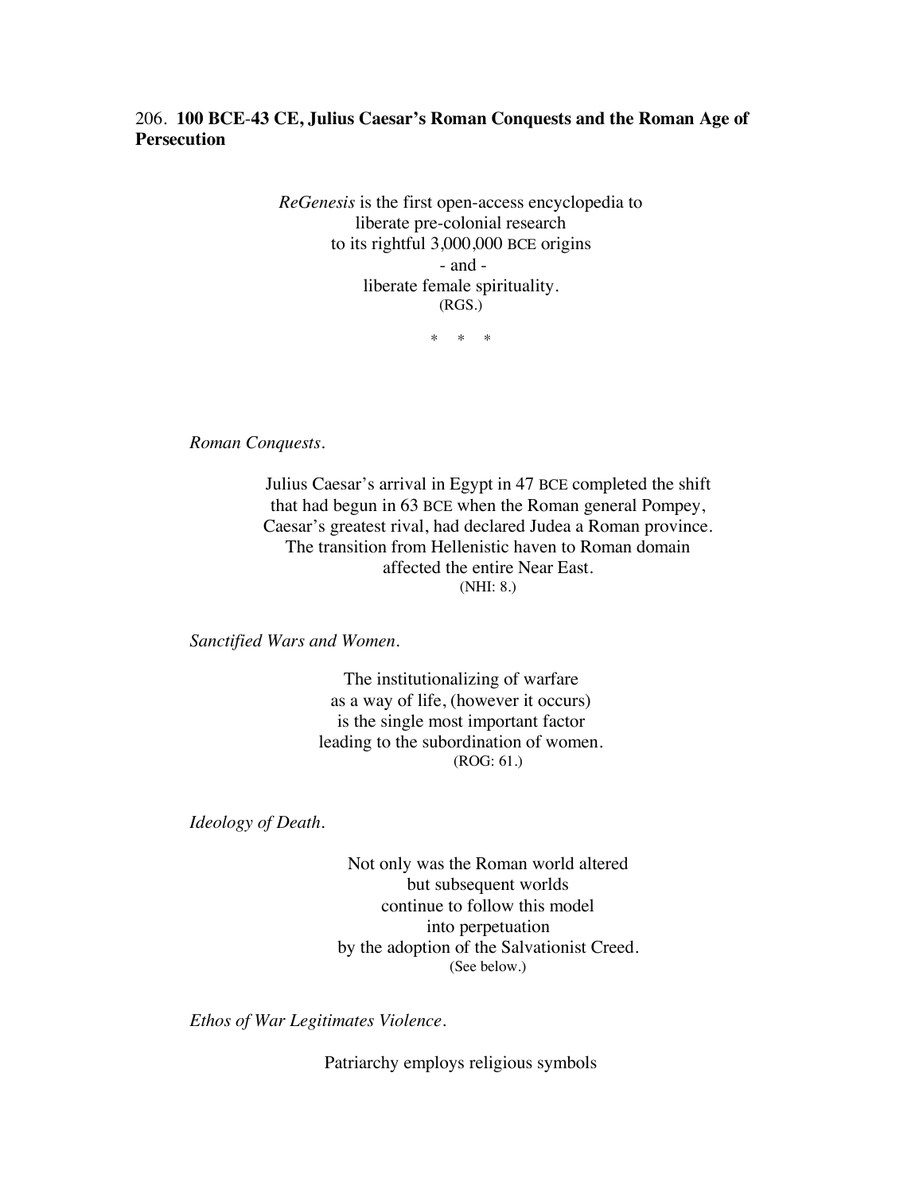206. **100 BCE-43 CE, Julius Caesar's Roman Conquests and the Roman Age of Persecution**

*ReGenesis* is the first open-access encyclopedia to
liberate pre-colonial research
to its rightful 3,000,000 BCE origins
- and -
liberate female spirituality.
(RGS.)

\*    \*    \*

*Roman Conquests.*

Julius Caesar's arrival in Egypt in 47 BCE completed the shift
that had begun in 63 BCE when the Roman general Pompey,
Caesar's greatest rival, had declared Judea a Roman province.
The transition from Hellenistic haven to Roman domain
affected the entire Near East.
(NHI: 8.)

*Sanctified Wars and Women.*

The institutionalizing of warfare
as a way of life, (however it occurs)
is the single most important factor
leading to the subordination of women.
(ROG: 61.)

*Ideology of Death.*

Not only was the Roman world altered
but subsequent worlds
continue to follow this model
into perpetuation
by the adoption of the Salvationist Creed.
(See below.)

*Ethos of War Legitimates Violence.*

Patriarchy employs religious symbols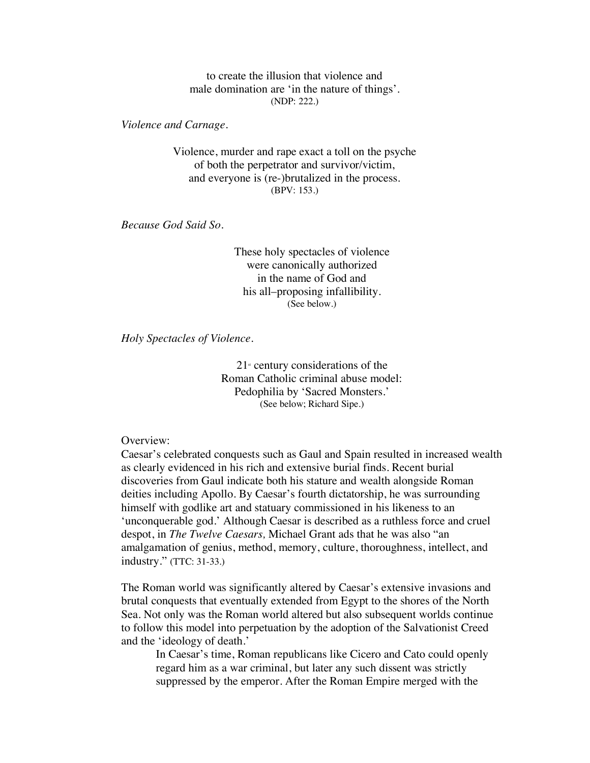to create the illusion that violence and
male domination are 'in the nature of things'.
(NDP: 222.)

*Violence and Carnage.*

Violence, murder and rape exact a toll on the psyche
of both the perpetrator and survivor/victim,
and everyone is (re-)brutalized in the process.
(BPV: 153.)

*Because God Said So.*

These holy spectacles of violence
were canonically authorized
in the name of God and
his all–proposing infallibility.
(See below.)

*Holy Spectacles of Violence.*

21st century considerations of the
Roman Catholic criminal abuse model:
Pedophilia by 'Sacred Monsters.'
(See below; Richard Sipe.)

Overview:
Caesar's celebrated conquests such as Gaul and Spain resulted in increased wealth as clearly evidenced in his rich and extensive burial finds. Recent burial discoveries from Gaul indicate both his stature and wealth alongside Roman deities including Apollo. By Caesar's fourth dictatorship, he was surrounding himself with godlike art and statuary commissioned in his likeness to an 'unconquerable god.' Although Caesar is described as a ruthless force and cruel despot, in *The Twelve Caesars,* Michael Grant ads that he was also "an amalgamation of genius, method, memory, culture, thoroughness, intellect, and industry." (TTC: 31-33.)

The Roman world was significantly altered by Caesar's extensive invasions and brutal conquests that eventually extended from Egypt to the shores of the North Sea. Not only was the Roman world altered but also subsequent worlds continue to follow this model into perpetuation by the adoption of the Salvationist Creed and the 'ideology of death.'

> In Caesar's time, Roman republicans like Cicero and Cato could openly regard him as a war criminal, but later any such dissent was strictly suppressed by the emperor. After the Roman Empire merged with the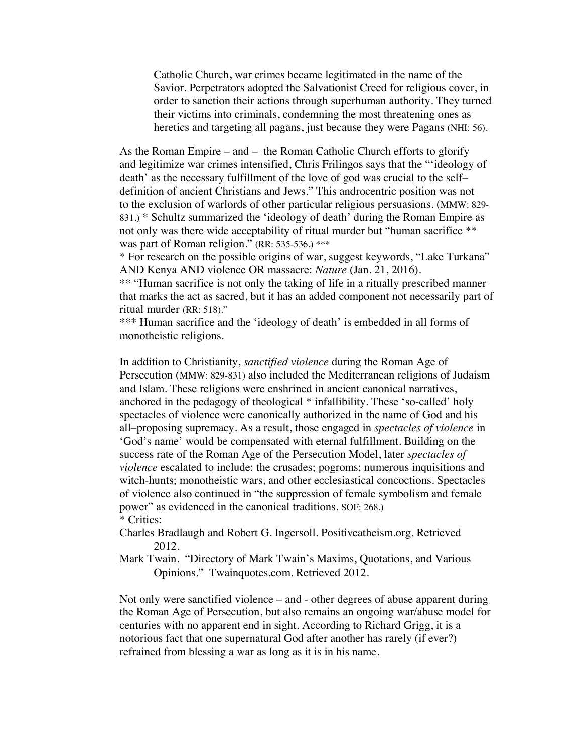> Catholic Church**,** war crimes became legitimated in the name of the Savior. Perpetrators adopted the Salvationist Creed for religious cover, in order to sanction their actions through superhuman authority. They turned their victims into criminals, condemning the most threatening ones as heretics and targeting all pagans, just because they were Pagans (NHI: 56).

As the Roman Empire – and – the Roman Catholic Church efforts to glorify and legitimize war crimes intensified, Chris Frilingos says that the "'ideology of death' as the necessary fulfillment of the love of god was crucial to the self–definition of ancient Christians and Jews." This androcentric position was not to the exclusion of warlords of other particular religious persuasions. (MMW: 829-831.) * Schultz summarized the 'ideology of death' during the Roman Empire as not only was there wide acceptability of ritual murder but "human sacrifice ** was part of Roman religion." (RR: 535-536.) ***

* For research on the possible origins of war, suggest keywords, "Lake Turkana" AND Kenya AND violence OR massacre: *Nature* (Jan. 21, 2016).

** "Human sacrifice is not only the taking of life in a ritually prescribed manner that marks the act as sacred, but it has an added component not necessarily part of ritual murder (RR: 518)."

*** Human sacrifice and the 'ideology of death' is embedded in all forms of monotheistic religions.

In addition to Christianity, *sanctified violence* during the Roman Age of Persecution (MMW: 829-831) also included the Mediterranean religions of Judaism and Islam. These religions were enshrined in ancient canonical narratives, anchored in the pedagogy of theological * infallibility. These 'so-called' holy spectacles of violence were canonically authorized in the name of God and his all–proposing supremacy. As a result, those engaged in *spectacles of violence* in 'God's name' would be compensated with eternal fulfillment. Building on the success rate of the Roman Age of the Persecution Model, later *spectacles of violence* escalated to include: the crusades; pogroms; numerous inquisitions and witch-hunts; monotheistic wars, and other ecclesiastical concoctions. Spectacles of violence also continued in "the suppression of female symbolism and female power" as evidenced in the canonical traditions. SOF: 268.)

* Critics:

Charles Bradlaugh and Robert G. Ingersoll. Positiveatheism.org. Retrieved 2012.

Mark Twain. "Directory of Mark Twain's Maxims, Quotations, and Various Opinions." Twainquotes.com. Retrieved 2012.

Not only were sanctified violence – and - other degrees of abuse apparent during the Roman Age of Persecution, but also remains an ongoing war/abuse model for centuries with no apparent end in sight. According to Richard Grigg, it is a notorious fact that one supernatural God after another has rarely (if ever?) refrained from blessing a war as long as it is in his name.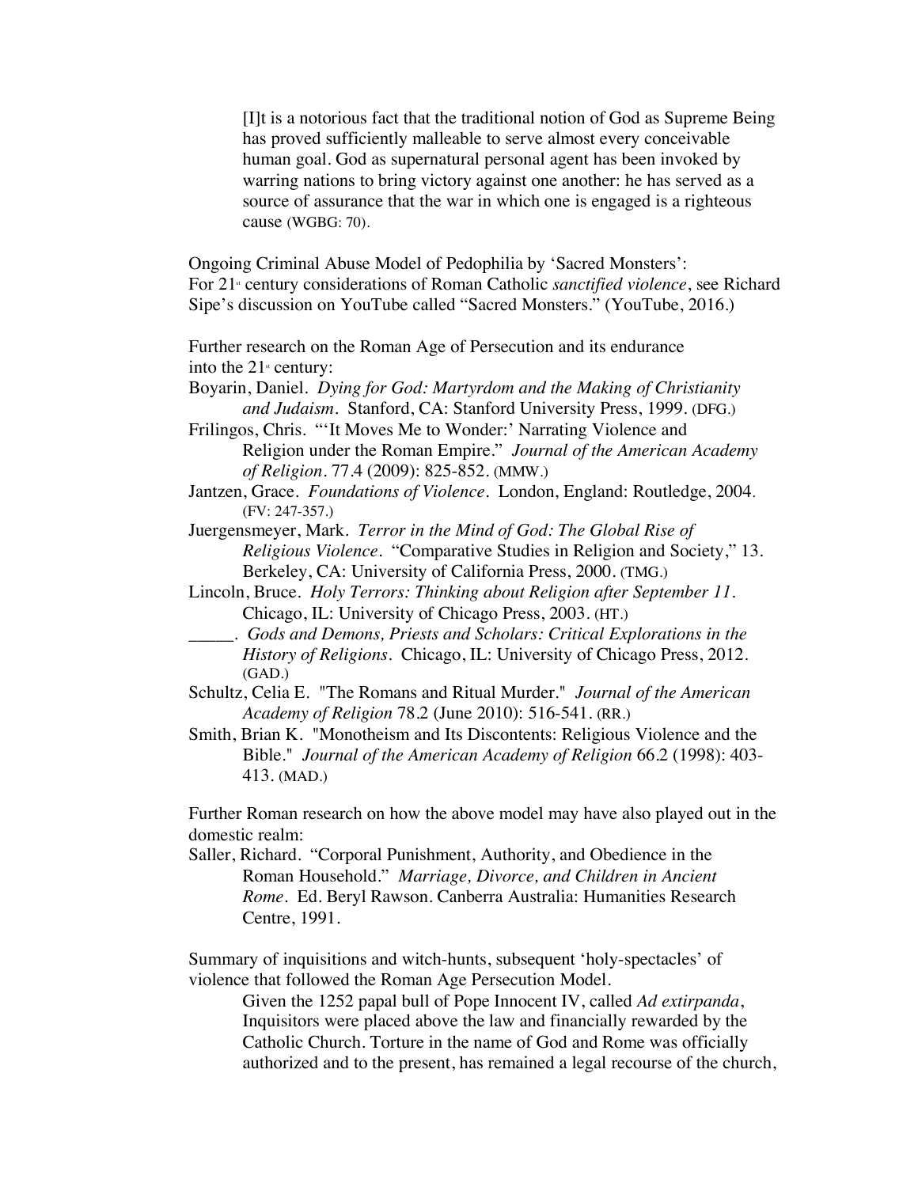> [I]t is a notorious fact that the traditional notion of God as Supreme Being has proved sufficiently malleable to serve almost every conceivable human goal. God as supernatural personal agent has been invoked by warring nations to bring victory against one another: he has served as a source of assurance that the war in which one is engaged is a righteous cause (WGBG: 70).

Ongoing Criminal Abuse Model of Pedophilia by 'Sacred Monsters':
For 21st century considerations of Roman Catholic *sanctified violence*, see Richard Sipe's discussion on YouTube called "Sacred Monsters." (YouTube, 2016.)

Further research on the Roman Age of Persecution and its endurance into the 21st century:

Boyarin, Daniel. *Dying for God: Martyrdom and the Making of Christianity and Judaism*. Stanford, CA: Stanford University Press, 1999. (DFG.)

Frilingos, Chris. "'It Moves Me to Wonder:' Narrating Violence and Religion under the Roman Empire." *Journal of the American Academy of Religion*. 77.4 (2009): 825-852. (MMW.)

Jantzen, Grace. *Foundations of Violence*. London, England: Routledge, 2004. (FV: 247-357.)

Juergensmeyer, Mark. *Terror in the Mind of God: The Global Rise of Religious Violence*. "Comparative Studies in Religion and Society," 13. Berkeley, CA: University of California Press, 2000. (TMG.)

Lincoln, Bruce. *Holy Terrors: Thinking about Religion after September 11*. Chicago, IL: University of Chicago Press, 2003. (HT.)

_____. *Gods and Demons, Priests and Scholars: Critical Explorations in the History of Religions*. Chicago, IL: University of Chicago Press, 2012. (GAD.)

Schultz, Celia E. "The Romans and Ritual Murder." *Journal of the American Academy of Religion* 78.2 (June 2010): 516-541. (RR.)

Smith, Brian K. "Monotheism and Its Discontents: Religious Violence and the Bible." *Journal of the American Academy of Religion* 66.2 (1998): 403-413. (MAD.)

Further Roman research on how the above model may have also played out in the domestic realm:

Saller, Richard. "Corporal Punishment, Authority, and Obedience in the Roman Household." *Marriage, Divorce, and Children in Ancient Rome*. Ed. Beryl Rawson. Canberra Australia: Humanities Research Centre, 1991.

Summary of inquisitions and witch-hunts, subsequent 'holy-spectacles' of violence that followed the Roman Age Persecution Model.

> Given the 1252 papal bull of Pope Innocent IV, called *Ad extirpanda*, Inquisitors were placed above the law and financially rewarded by the Catholic Church. Torture in the name of God and Rome was officially authorized and to the present, has remained a legal recourse of the church,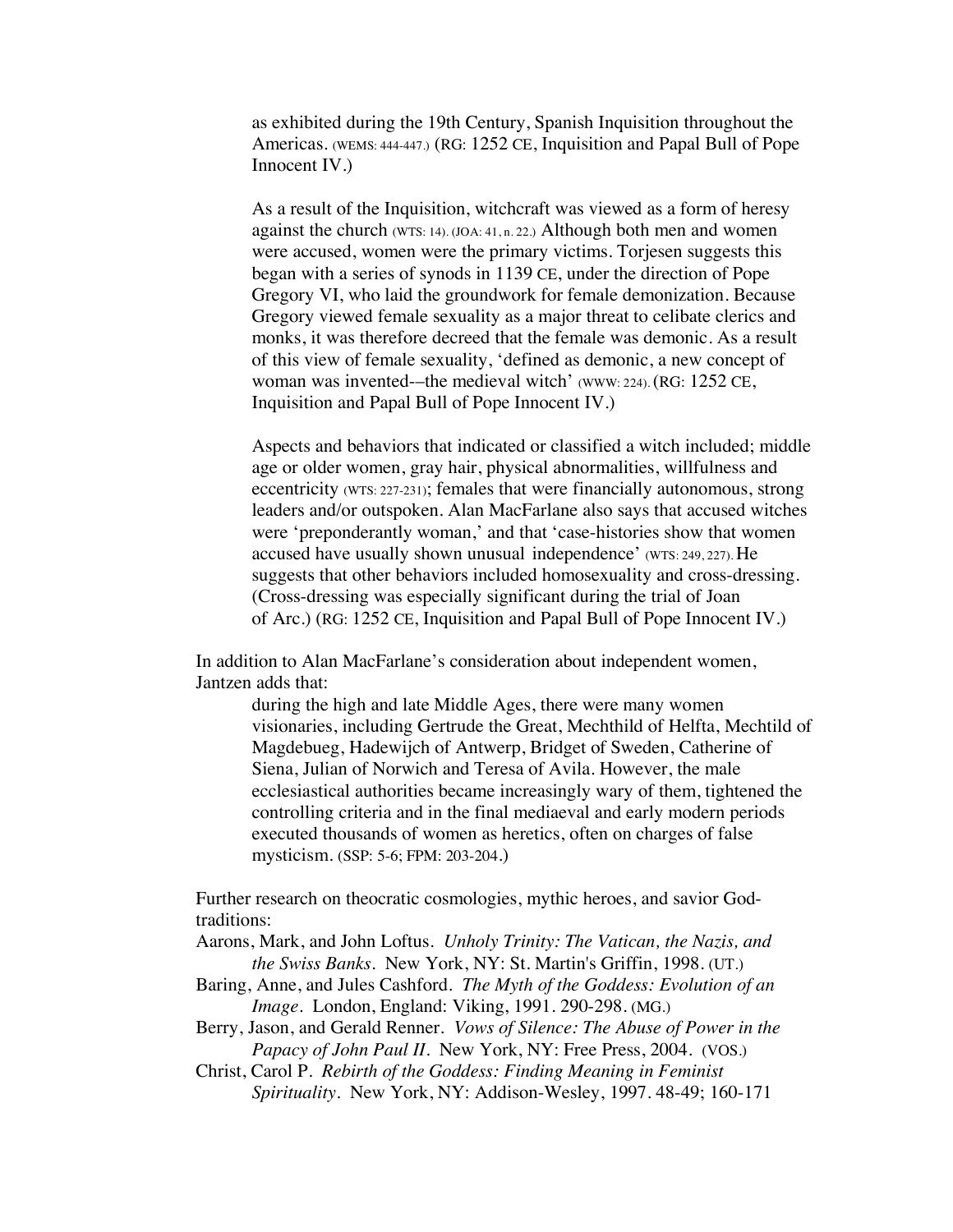as exhibited during the 19th Century, Spanish Inquisition throughout the Americas. (WEMS: 444-447.) (RG: 1252 CE, Inquisition and Papal Bull of Pope Innocent IV.)

As a result of the Inquisition, witchcraft was viewed as a form of heresy against the church (WTS: 14). (JOA: 41, n. 22.) Although both men and women were accused, women were the primary victims. Torjesen suggests this began with a series of synods in 1139 CE, under the direction of Pope Gregory VI, who laid the groundwork for female demonization. Because Gregory viewed female sexuality as a major threat to celibate clerics and monks, it was therefore decreed that the female was demonic. As a result of this view of female sexuality, 'defined as demonic, a new concept of woman was invented-–the medieval witch' (WWW: 224). (RG: 1252 CE, Inquisition and Papal Bull of Pope Innocent IV.)

Aspects and behaviors that indicated or classified a witch included; middle age or older women, gray hair, physical abnormalities, willfulness and eccentricity (WTS: 227-231); females that were financially autonomous, strong leaders and/or outspoken. Alan MacFarlane also says that accused witches were 'preponderantly woman,' and that 'case-histories show that women accused have usually shown unusual independence' (WTS: 249, 227). He suggests that other behaviors included homosexuality and cross-dressing. (Cross-dressing was especially significant during the trial of Joan of Arc.) (RG: 1252 CE, Inquisition and Papal Bull of Pope Innocent IV.)

In addition to Alan MacFarlane's consideration about independent women, Jantzen adds that:

> during the high and late Middle Ages, there were many women visionaries, including Gertrude the Great, Mechthild of Helfta, Mechtild of Magdebueg, Hadewijch of Antwerp, Bridget of Sweden, Catherine of Siena, Julian of Norwich and Teresa of Avila. However, the male ecclesiastical authorities became increasingly wary of them, tightened the controlling criteria and in the final mediaeval and early modern periods executed thousands of women as heretics, often on charges of false mysticism. (SSP: 5-6; FPM: 203-204.)

Further research on theocratic cosmologies, mythic heroes, and savior God-traditions:

Aarons, Mark, and John Loftus. *Unholy Trinity: The Vatican, the Nazis, and the Swiss Banks*. New York, NY: St. Martin's Griffin, 1998. (UT.)

Baring, Anne, and Jules Cashford. *The Myth of the Goddess: Evolution of an Image*. London, England: Viking, 1991. 290-298. (MG.)

Berry, Jason, and Gerald Renner. *Vows of Silence: The Abuse of Power in the Papacy of John Paul II*. New York, NY: Free Press, 2004. (VOS.)

Christ, Carol P. *Rebirth of the Goddess: Finding Meaning in Feminist Spirituality*. New York, NY: Addison-Wesley, 1997. 48-49; 160-171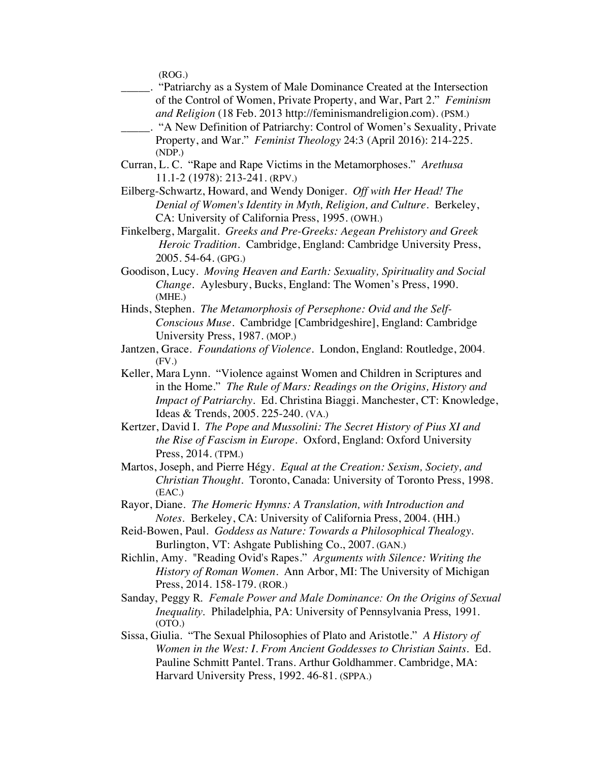(ROG.)

_____. "Patriarchy as a System of Male Dominance Created at the Intersection of the Control of Women, Private Property, and War, Part 2." *Feminism and Religion* (18 Feb. 2013 http://feminismandreligion.com). (PSM.)

_____. "A New Definition of Patriarchy: Control of Women's Sexuality, Private Property, and War." *Feminist Theology* 24:3 (April 2016): 214-225. (NDP.)

Curran, L. C. "Rape and Rape Victims in the Metamorphoses." *Arethusa* 11.1-2 (1978): 213-241. (RPV.)

Eilberg-Schwartz, Howard, and Wendy Doniger. *Off with Her Head! The Denial of Women's Identity in Myth, Religion, and Culture*. Berkeley, CA: University of California Press, 1995. (OWH.)

Finkelberg, Margalit. *Greeks and Pre-Greeks: Aegean Prehistory and Greek Heroic Tradition*. Cambridge, England: Cambridge University Press, 2005. 54-64. (GPG.)

Goodison, Lucy. *Moving Heaven and Earth: Sexuality, Spirituality and Social Change*. Aylesbury, Bucks, England: The Women's Press, 1990. (MHE.)

Hinds, Stephen. *The Metamorphosis of Persephone: Ovid and the Self-Conscious Muse*. Cambridge [Cambridgeshire], England: Cambridge University Press, 1987. (MOP.)

Jantzen, Grace. *Foundations of Violence*. London, England: Routledge, 2004. (FV.)

Keller, Mara Lynn. "Violence against Women and Children in Scriptures and in the Home." *The Rule of Mars: Readings on the Origins, History and Impact of Patriarchy*. Ed. Christina Biaggi. Manchester, CT: Knowledge, Ideas & Trends, 2005. 225-240. (VA.)

Kertzer, David I. *The Pope and Mussolini: The Secret History of Pius XI and the Rise of Fascism in Europe*. Oxford, England: Oxford University Press, 2014. (TPM.)

Martos, Joseph, and Pierre Hégy. *Equal at the Creation: Sexism, Society, and Christian Thought*. Toronto, Canada: University of Toronto Press, 1998. (EAC.)

Rayor, Diane. *The Homeric Hymns: A Translation, with Introduction and Notes*. Berkeley, CA: University of California Press, 2004. (HH.)

Reid-Bowen, Paul. *Goddess as Nature: Towards a Philosophical Thealogy*. Burlington, VT: Ashgate Publishing Co., 2007. (GAN.)

Richlin, Amy. "Reading Ovid's Rapes." *Arguments with Silence: Writing the History of Roman Women*. Ann Arbor, MI: The University of Michigan Press, 2014. 158-179. (ROR.)

Sanday, Peggy R. *Female Power and Male Dominance: On the Origins of Sexual Inequality*. Philadelphia, PA: University of Pennsylvania Press, 1991. (OTO.)

Sissa, Giulia. "The Sexual Philosophies of Plato and Aristotle." *A History of Women in the West: I. From Ancient Goddesses to Christian Saints*. Ed. Pauline Schmitt Pantel. Trans. Arthur Goldhammer. Cambridge, MA: Harvard University Press, 1992. 46-81. (SPPA.)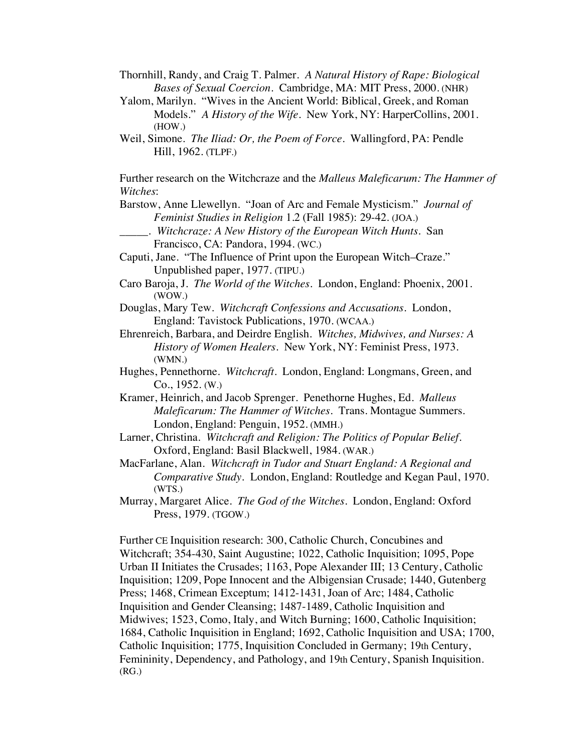Thornhill, Randy, and Craig T. Palmer. *A Natural History of Rape: Biological Bases of Sexual Coercion*. Cambridge, MA: MIT Press, 2000. (NHR)

Yalom, Marilyn. "Wives in the Ancient World: Biblical, Greek, and Roman Models." *A History of the Wife*. New York, NY: HarperCollins, 2001. (HOW.)

Weil, Simone. *The Iliad: Or, the Poem of Force*. Wallingford, PA: Pendle Hill, 1962. (TLPF.)

Further research on the Witchcraze and the *Malleus Maleficarum: The Hammer of Witches*:

Barstow, Anne Llewellyn. "Joan of Arc and Female Mysticism." *Journal of Feminist Studies in Religion* 1.2 (Fall 1985): 29-42. (JOA.)

_____. *Witchcraze: A New History of the European Witch Hunts*. San Francisco, CA: Pandora, 1994. (WC.)

Caputi, Jane. "The Influence of Print upon the European Witch–Craze." Unpublished paper, 1977. (TIPU.)

Caro Baroja, J. *The World of the Witches*. London, England: Phoenix, 2001. (WOW.)

Douglas, Mary Tew. *Witchcraft Confessions and Accusations*. London, England: Tavistock Publications, 1970. (WCAA.)

Ehrenreich, Barbara, and Deirdre English. *Witches, Midwives, and Nurses: A History of Women Healers*. New York, NY: Feminist Press, 1973. (WMN.)

Hughes, Pennethorne. *Witchcraft*. London, England: Longmans, Green, and Co., 1952. (W.)

Kramer, Heinrich, and Jacob Sprenger. Penethorne Hughes, Ed. *Malleus Maleficarum: The Hammer of Witches*. Trans. Montague Summers. London, England: Penguin, 1952. (MMH.)

Larner, Christina. *Witchcraft and Religion: The Politics of Popular Belief*. Oxford, England: Basil Blackwell, 1984. (WAR.)

MacFarlane, Alan. *Witchcraft in Tudor and Stuart England: A Regional and Comparative Study*. London, England: Routledge and Kegan Paul, 1970. (WTS.)

Murray, Margaret Alice. *The God of the Witches*. London, England: Oxford Press, 1979. (TGOW.)

Further CE Inquisition research: 300, Catholic Church, Concubines and Witchcraft; 354-430, Saint Augustine; 1022, Catholic Inquisition; 1095, Pope Urban II Initiates the Crusades; 1163, Pope Alexander III; 13 Century, Catholic Inquisition; 1209, Pope Innocent and the Albigensian Crusade; 1440, Gutenberg Press; 1468, Crimean Exceptum; 1412-1431, Joan of Arc; 1484, Catholic Inquisition and Gender Cleansing; 1487-1489, Catholic Inquisition and Midwives; 1523, Como, Italy, and Witch Burning; 1600, Catholic Inquisition; 1684, Catholic Inquisition in England; 1692, Catholic Inquisition and USA; 1700, Catholic Inquisition; 1775, Inquisition Concluded in Germany; 19th Century, Femininity, Dependency, and Pathology, and 19th Century, Spanish Inquisition. (RG.)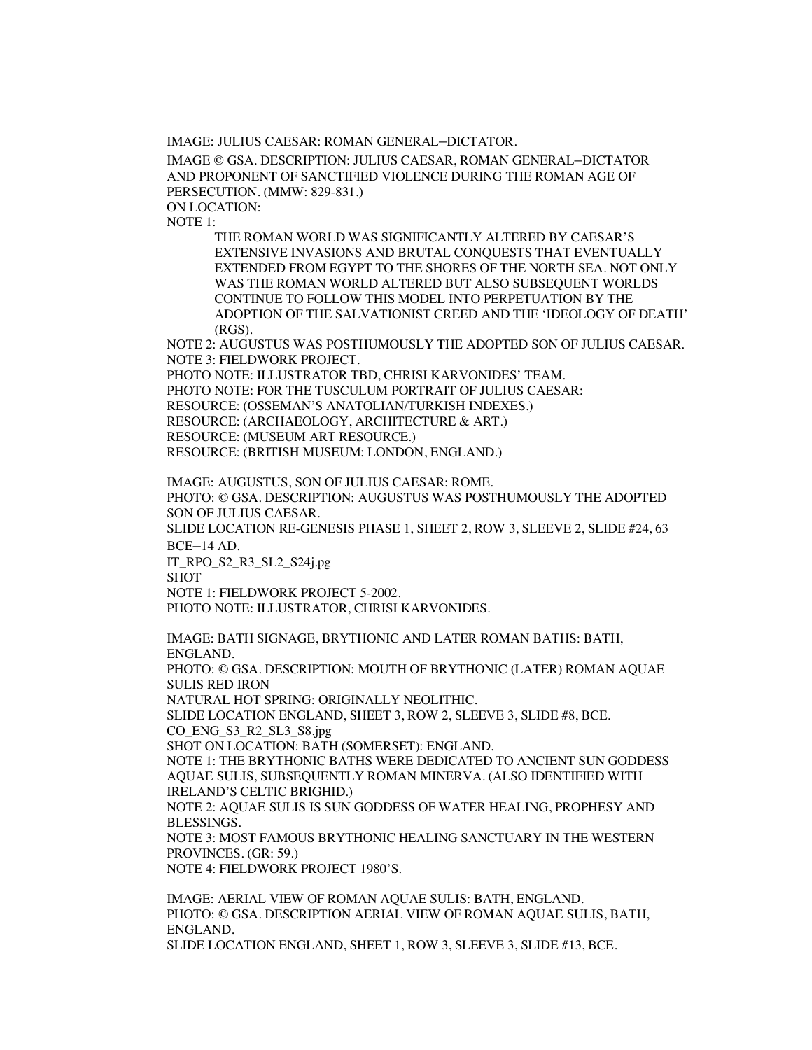IMAGE: JULIUS CAESAR: ROMAN GENERAL–DICTATOR.

IMAGE © GSA. DESCRIPTION: JULIUS CAESAR, ROMAN GENERAL–DICTATOR AND PROPONENT OF SANCTIFIED VIOLENCE DURING THE ROMAN AGE OF PERSECUTION. (MMW: 829-831.)

ON LOCATION:

NOTE 1:

> THE ROMAN WORLD WAS SIGNIFICANTLY ALTERED BY CAESAR'S EXTENSIVE INVASIONS AND BRUTAL CONQUESTS THAT EVENTUALLY EXTENDED FROM EGYPT TO THE SHORES OF THE NORTH SEA. NOT ONLY WAS THE ROMAN WORLD ALTERED BUT ALSO SUBSEQUENT WORLDS CONTINUE TO FOLLOW THIS MODEL INTO PERPETUATION BY THE ADOPTION OF THE SALVATIONIST CREED AND THE 'IDEOLOGY OF DEATH' (RGS).

NOTE 2: AUGUSTUS WAS POSTHUMOUSLY THE ADOPTED SON OF JULIUS CAESAR.

NOTE 3: FIELDWORK PROJECT.

PHOTO NOTE: ILLUSTRATOR TBD, CHRISI KARVONIDES' TEAM.

PHOTO NOTE: FOR THE TUSCULUM PORTRAIT OF JULIUS CAESAR:

RESOURCE: (OSSEMAN'S ANATOLIAN/TURKISH INDEXES.)

RESOURCE: (ARCHAEOLOGY, ARCHITECTURE & ART.)

RESOURCE: (MUSEUM ART RESOURCE.)

RESOURCE: (BRITISH MUSEUM: LONDON, ENGLAND.)

IMAGE: AUGUSTUS, SON OF JULIUS CAESAR: ROME.

PHOTO: © GSA. DESCRIPTION: AUGUSTUS WAS POSTHUMOUSLY THE ADOPTED SON OF JULIUS CAESAR.

SLIDE LOCATION RE-GENESIS PHASE 1, SHEET 2, ROW 3, SLEEVE 2, SLIDE #24, 63 BCE–14 AD.

IT_RPO_S2_R3_SL2_S24j.pg

SHOT

NOTE 1: FIELDWORK PROJECT 5-2002.

PHOTO NOTE: ILLUSTRATOR, CHRISI KARVONIDES.

IMAGE: BATH SIGNAGE, BRYTHONIC AND LATER ROMAN BATHS: BATH, ENGLAND.

PHOTO: © GSA. DESCRIPTION: MOUTH OF BRYTHONIC (LATER) ROMAN AQUAE SULIS RED IRON

NATURAL HOT SPRING: ORIGINALLY NEOLITHIC.

SLIDE LOCATION ENGLAND, SHEET 3, ROW 2, SLEEVE 3, SLIDE #8, BCE.

CO_ENG_S3_R2_SL3_S8.jpg

SHOT ON LOCATION: BATH (SOMERSET): ENGLAND.

NOTE 1: THE BRYTHONIC BATHS WERE DEDICATED TO ANCIENT SUN GODDESS AQUAE SULIS, SUBSEQUENTLY ROMAN MINERVA. (ALSO IDENTIFIED WITH IRELAND'S CELTIC BRIGHID.)

NOTE 2: AQUAE SULIS IS SUN GODDESS OF WATER HEALING, PROPHESY AND BLESSINGS.

NOTE 3: MOST FAMOUS BRYTHONIC HEALING SANCTUARY IN THE WESTERN PROVINCES. (GR: 59.)

NOTE 4: FIELDWORK PROJECT 1980'S.

IMAGE: AERIAL VIEW OF ROMAN AQUAE SULIS: BATH, ENGLAND.

PHOTO: © GSA. DESCRIPTION AERIAL VIEW OF ROMAN AQUAE SULIS, BATH, ENGLAND.

SLIDE LOCATION ENGLAND, SHEET 1, ROW 3, SLEEVE 3, SLIDE #13, BCE.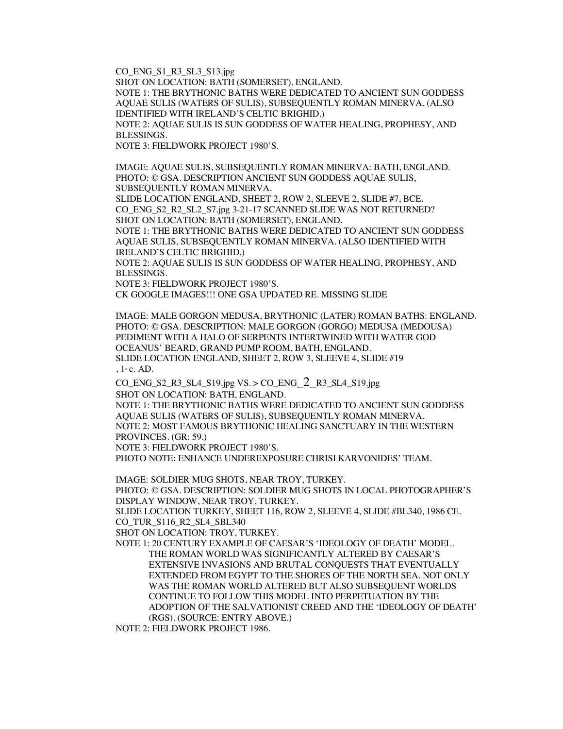CO_ENG_S1_R3_SL3_S13.jpg
SHOT ON LOCATION: BATH (SOMERSET), ENGLAND.
NOTE 1: THE BRYTHONIC BATHS WERE DEDICATED TO ANCIENT SUN GODDESS AQUAE SULIS (WATERS OF SULIS), SUBSEQUENTLY ROMAN MINERVA. (ALSO IDENTIFIED WITH IRELAND'S CELTIC BRIGHID.)
NOTE 2: AQUAE SULIS IS SUN GODDESS OF WATER HEALING, PROPHESY, AND BLESSINGS.
NOTE 3: FIELDWORK PROJECT 1980'S.

IMAGE: AQUAE SULIS, SUBSEQUENTLY ROMAN MINERVA: BATH, ENGLAND.
PHOTO: © GSA. DESCRIPTION ANCIENT SUN GODDESS AQUAE SULIS, SUBSEQUENTLY ROMAN MINERVA.
SLIDE LOCATION ENGLAND, SHEET 2, ROW 2, SLEEVE 2, SLIDE #7, BCE.
CO_ENG_S2_R2_SL2_S7.jpg 3-21-17 SCANNED SLIDE WAS NOT RETURNED?
SHOT ON LOCATION: BATH (SOMERSET), ENGLAND.
NOTE 1: THE BRYTHONIC BATHS WERE DEDICATED TO ANCIENT SUN GODDESS AQUAE SULIS, SUBSEQUENTLY ROMAN MINERVA. (ALSO IDENTIFIED WITH IRELAND'S CELTIC BRIGHID.)
NOTE 2: AQUAE SULIS IS SUN GODDESS OF WATER HEALING, PROPHESY, AND BLESSINGS.
NOTE 3: FIELDWORK PROJECT 1980'S.
CK GOOGLE IMAGES!!! ONE GSA UPDATED RE. MISSING SLIDE

IMAGE: MALE GORGON MEDUSA, BRYTHONIC (LATER) ROMAN BATHS: ENGLAND.
PHOTO: © GSA. DESCRIPTION: MALE GORGON (GORGO) MEDUSA (MEDOUSA) PEDIMENT WITH A HALO OF SERPENTS INTERTWINED WITH WATER GOD OCEANUS' BEARD, GRAND PUMP ROOM, BATH, ENGLAND.
SLIDE LOCATION ENGLAND, SHEET 2, ROW 3, SLEEVE 4, SLIDE #19
, 1st c. AD.
CO_ENG_S2_R3_SL4_S19.jpg VS. > CO_ENG_2_R3_SL4_S19.jpg
SHOT ON LOCATION: BATH, ENGLAND.
NOTE 1: THE BRYTHONIC BATHS WERE DEDICATED TO ANCIENT SUN GODDESS AQUAE SULIS (WATERS OF SULIS), SUBSEQUENTLY ROMAN MINERVA.
NOTE 2: MOST FAMOUS BRYTHONIC HEALING SANCTUARY IN THE WESTERN PROVINCES. (GR: 59.)
NOTE 3: FIELDWORK PROJECT 1980'S.
PHOTO NOTE: ENHANCE UNDEREXPOSURE CHRISI KARVONIDES' TEAM.

IMAGE: SOLDIER MUG SHOTS, NEAR TROY, TURKEY.
PHOTO: © GSA. DESCRIPTION: SOLDIER MUG SHOTS IN LOCAL PHOTOGRAPHER'S DISPLAY WINDOW, NEAR TROY, TURKEY.
SLIDE LOCATION TURKEY, SHEET 116, ROW 2, SLEEVE 4, SLIDE #BL340, 1986 CE.
CO_TUR_S116_R2_SL4_SBL340
SHOT ON LOCATION: TROY, TURKEY.
NOTE 1: 20 CENTURY EXAMPLE OF CAESAR'S 'IDEOLOGY OF DEATH' MODEL. THE ROMAN WORLD WAS SIGNIFICANTLY ALTERED BY CAESAR'S EXTENSIVE INVASIONS AND BRUTAL CONQUESTS THAT EVENTUALLY EXTENDED FROM EGYPT TO THE SHORES OF THE NORTH SEA. NOT ONLY WAS THE ROMAN WORLD ALTERED BUT ALSO SUBSEQUENT WORLDS CONTINUE TO FOLLOW THIS MODEL INTO PERPETUATION BY THE ADOPTION OF THE SALVATIONIST CREED AND THE 'IDEOLOGY OF DEATH' (RGS). (SOURCE: ENTRY ABOVE.)
NOTE 2: FIELDWORK PROJECT 1986.